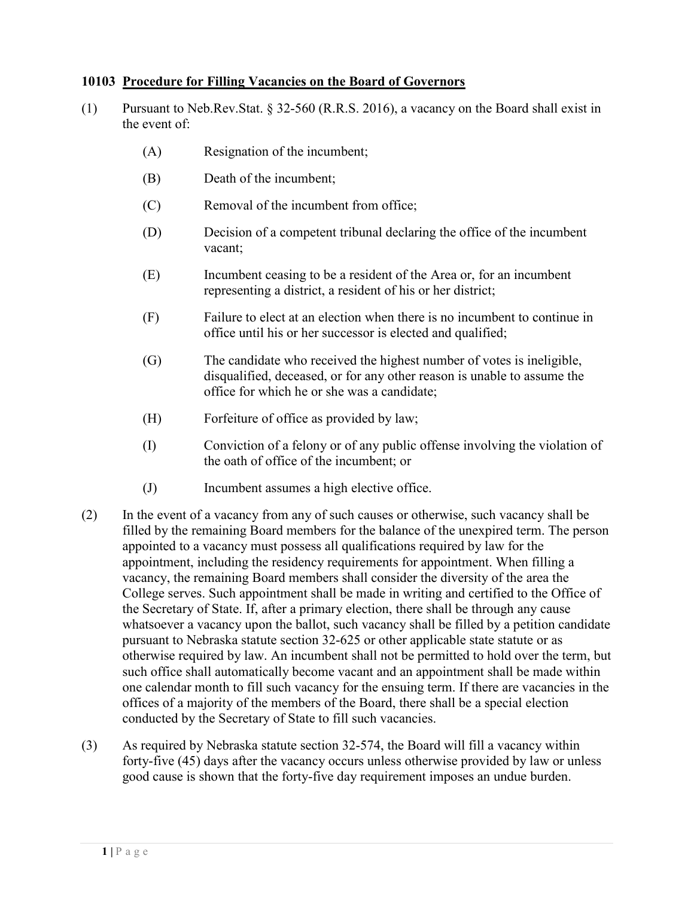**10103 <u>Procedure for Filling Vacancies on the Board of Governors</u>**

(1) Pursuant to Neb.Rev.Stat. § 32-560 (R.R.S. 2016), a vacancy on the Board shall exist in the event of:

  (A) Resignation of the incumbent;

  (B) Death of the incumbent;

  (C) Removal of the incumbent from office;

  (D) Decision of a competent tribunal declaring the office of the incumbent vacant;

  (E) Incumbent ceasing to be a resident of the Area or, for an incumbent representing a district, a resident of his or her district;

  (F) Failure to elect at an election when there is no incumbent to continue in office until his or her successor is elected and qualified;

  (G) The candidate who received the highest number of votes is ineligible, disqualified, deceased, or for any other reason is unable to assume the office for which he or she was a candidate;

  (H) Forfeiture of office as provided by law;

  (I) Conviction of a felony or of any public offense involving the violation of the oath of office of the incumbent; or

  (J) Incumbent assumes a high elective office.

(2) In the event of a vacancy from any of such causes or otherwise, such vacancy shall be filled by the remaining Board members for the balance of the unexpired term. The person appointed to a vacancy must possess all qualifications required by law for the appointment, including the residency requirements for appointment. When filling a vacancy, the remaining Board members shall consider the diversity of the area the College serves. Such appointment shall be made in writing and certified to the Office of the Secretary of State. If, after a primary election, there shall be through any cause whatsoever a vacancy upon the ballot, such vacancy shall be filled by a petition candidate pursuant to Nebraska statute section 32-625 or other applicable state statute or as otherwise required by law. An incumbent shall not be permitted to hold over the term, but such office shall automatically become vacant and an appointment shall be made within one calendar month to fill such vacancy for the ensuing term. If there are vacancies in the offices of a majority of the members of the Board, there shall be a special election conducted by the Secretary of State to fill such vacancies.

(3) As required by Nebraska statute section 32-574, the Board will fill a vacancy within forty-five (45) days after the vacancy occurs unless otherwise provided by law or unless good cause is shown that the forty-five day requirement imposes an undue burden.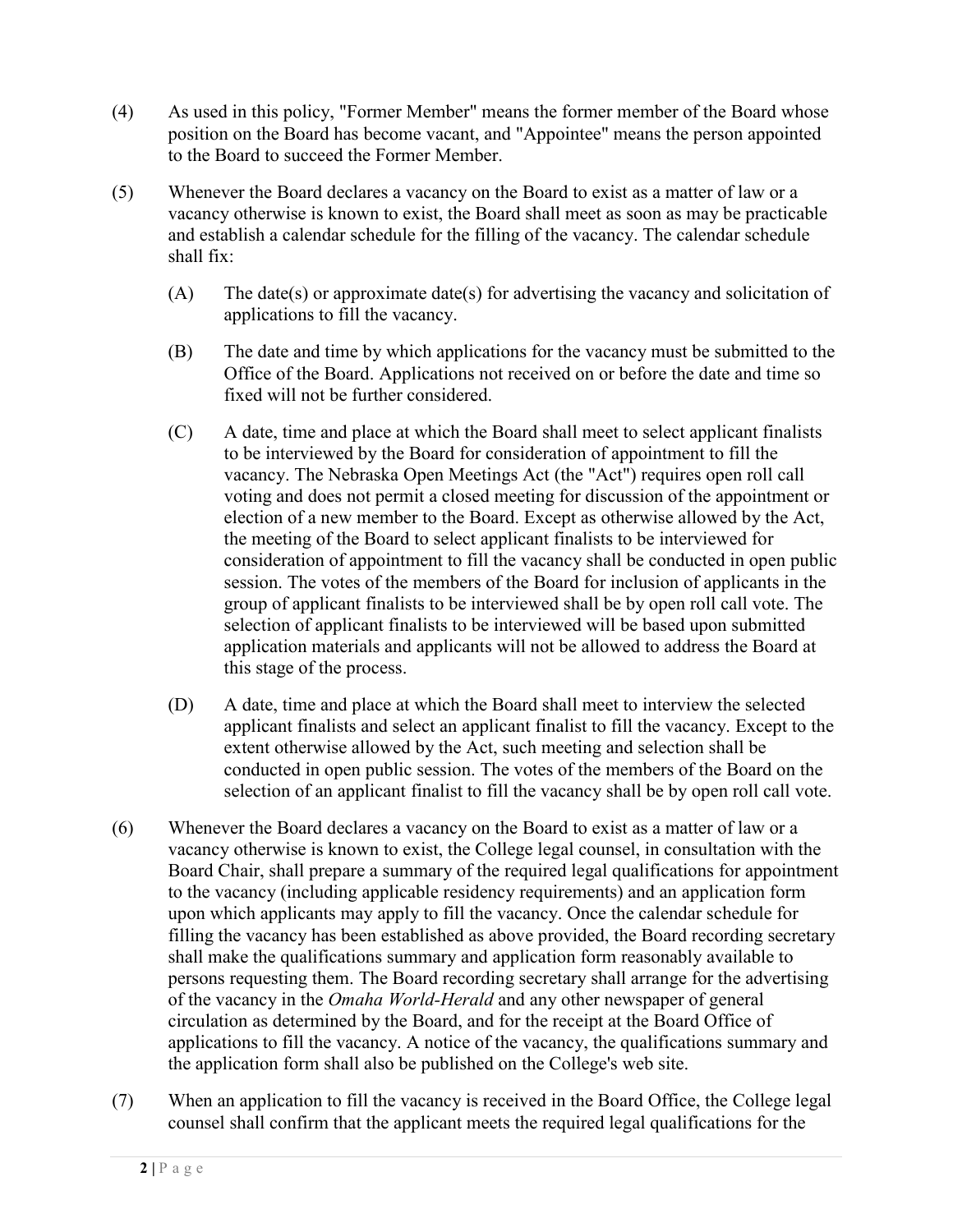(4) As used in this policy, "Former Member" means the former member of the Board whose position on the Board has become vacant, and "Appointee" means the person appointed to the Board to succeed the Former Member.

(5) Whenever the Board declares a vacancy on the Board to exist as a matter of law or a vacancy otherwise is known to exist, the Board shall meet as soon as may be practicable and establish a calendar schedule for the filling of the vacancy. The calendar schedule shall fix:

(A) The date(s) or approximate date(s) for advertising the vacancy and solicitation of applications to fill the vacancy.

(B) The date and time by which applications for the vacancy must be submitted to the Office of the Board. Applications not received on or before the date and time so fixed will not be further considered.

(C) A date, time and place at which the Board shall meet to select applicant finalists to be interviewed by the Board for consideration of appointment to fill the vacancy. The Nebraska Open Meetings Act (the "Act") requires open roll call voting and does not permit a closed meeting for discussion of the appointment or election of a new member to the Board. Except as otherwise allowed by the Act, the meeting of the Board to select applicant finalists to be interviewed for consideration of appointment to fill the vacancy shall be conducted in open public session. The votes of the members of the Board for inclusion of applicants in the group of applicant finalists to be interviewed shall be by open roll call vote. The selection of applicant finalists to be interviewed will be based upon submitted application materials and applicants will not be allowed to address the Board at this stage of the process.

(D) A date, time and place at which the Board shall meet to interview the selected applicant finalists and select an applicant finalist to fill the vacancy. Except to the extent otherwise allowed by the Act, such meeting and selection shall be conducted in open public session. The votes of the members of the Board on the selection of an applicant finalist to fill the vacancy shall be by open roll call vote.

(6) Whenever the Board declares a vacancy on the Board to exist as a matter of law or a vacancy otherwise is known to exist, the College legal counsel, in consultation with the Board Chair, shall prepare a summary of the required legal qualifications for appointment to the vacancy (including applicable residency requirements) and an application form upon which applicants may apply to fill the vacancy. Once the calendar schedule for filling the vacancy has been established as above provided, the Board recording secretary shall make the qualifications summary and application form reasonably available to persons requesting them. The Board recording secretary shall arrange for the advertising of the vacancy in the *Omaha World-Herald* and any other newspaper of general circulation as determined by the Board, and for the receipt at the Board Office of applications to fill the vacancy. A notice of the vacancy, the qualifications summary and the application form shall also be published on the College's web site.

(7) When an application to fill the vacancy is received in the Board Office, the College legal counsel shall confirm that the applicant meets the required legal qualifications for the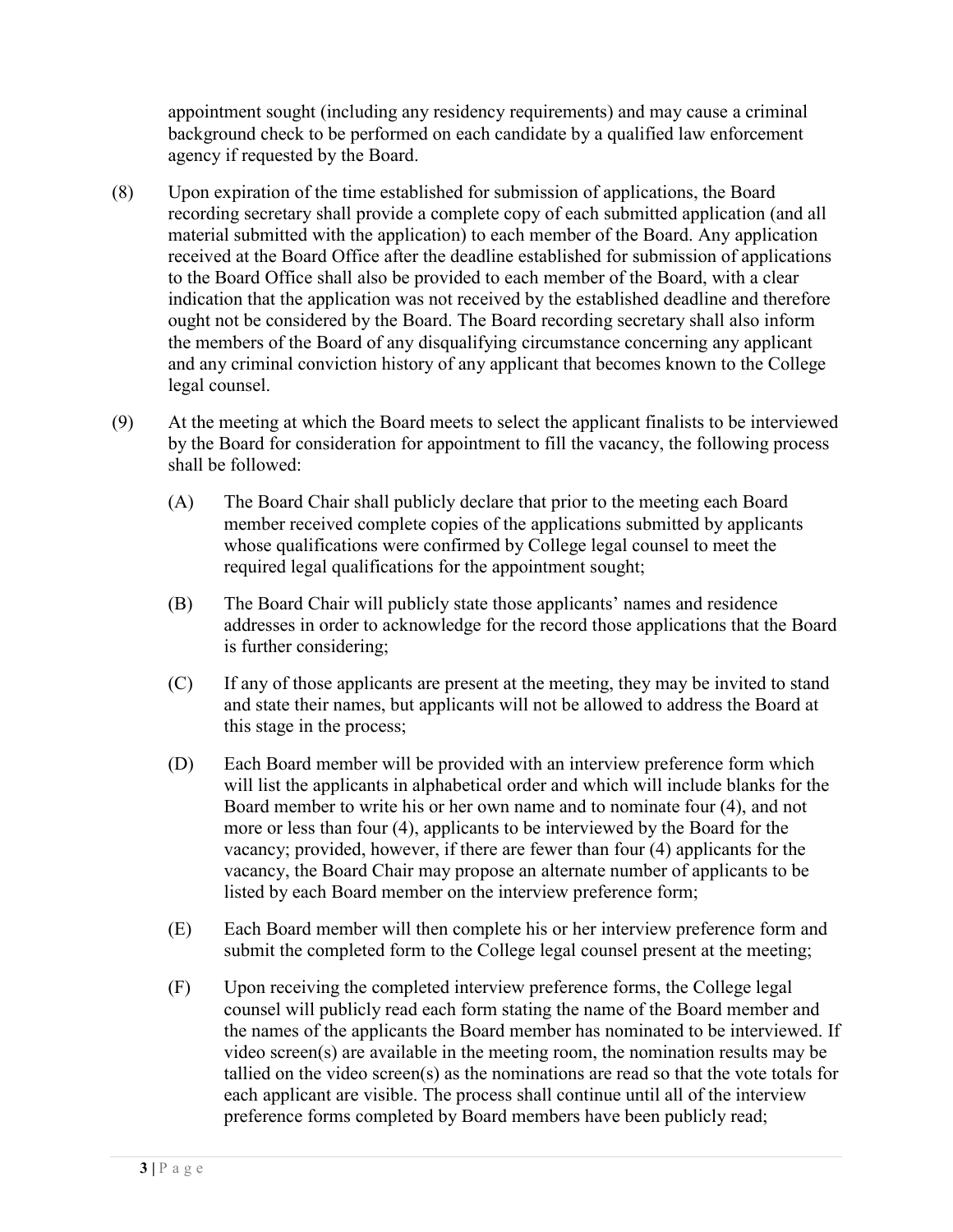appointment sought (including any residency requirements) and may cause a criminal background check to be performed on each candidate by a qualified law enforcement agency if requested by the Board.

(8) Upon expiration of the time established for submission of applications, the Board recording secretary shall provide a complete copy of each submitted application (and all material submitted with the application) to each member of the Board. Any application received at the Board Office after the deadline established for submission of applications to the Board Office shall also be provided to each member of the Board, with a clear indication that the application was not received by the established deadline and therefore ought not be considered by the Board. The Board recording secretary shall also inform the members of the Board of any disqualifying circumstance concerning any applicant and any criminal conviction history of any applicant that becomes known to the College legal counsel.

(9) At the meeting at which the Board meets to select the applicant finalists to be interviewed by the Board for consideration for appointment to fill the vacancy, the following process shall be followed:

> (A) The Board Chair shall publicly declare that prior to the meeting each Board member received complete copies of the applications submitted by applicants whose qualifications were confirmed by College legal counsel to meet the required legal qualifications for the appointment sought;
>
> (B) The Board Chair will publicly state those applicants' names and residence addresses in order to acknowledge for the record those applications that the Board is further considering;
>
> (C) If any of those applicants are present at the meeting, they may be invited to stand and state their names, but applicants will not be allowed to address the Board at this stage in the process;
>
> (D) Each Board member will be provided with an interview preference form which will list the applicants in alphabetical order and which will include blanks for the Board member to write his or her own name and to nominate four (4), and not more or less than four (4), applicants to be interviewed by the Board for the vacancy; provided, however, if there are fewer than four (4) applicants for the vacancy, the Board Chair may propose an alternate number of applicants to be listed by each Board member on the interview preference form;
>
> (E) Each Board member will then complete his or her interview preference form and submit the completed form to the College legal counsel present at the meeting;
>
> (F) Upon receiving the completed interview preference forms, the College legal counsel will publicly read each form stating the name of the Board member and the names of the applicants the Board member has nominated to be interviewed. If video screen(s) are available in the meeting room, the nomination results may be tallied on the video screen(s) as the nominations are read so that the vote totals for each applicant are visible. The process shall continue until all of the interview preference forms completed by Board members have been publicly read;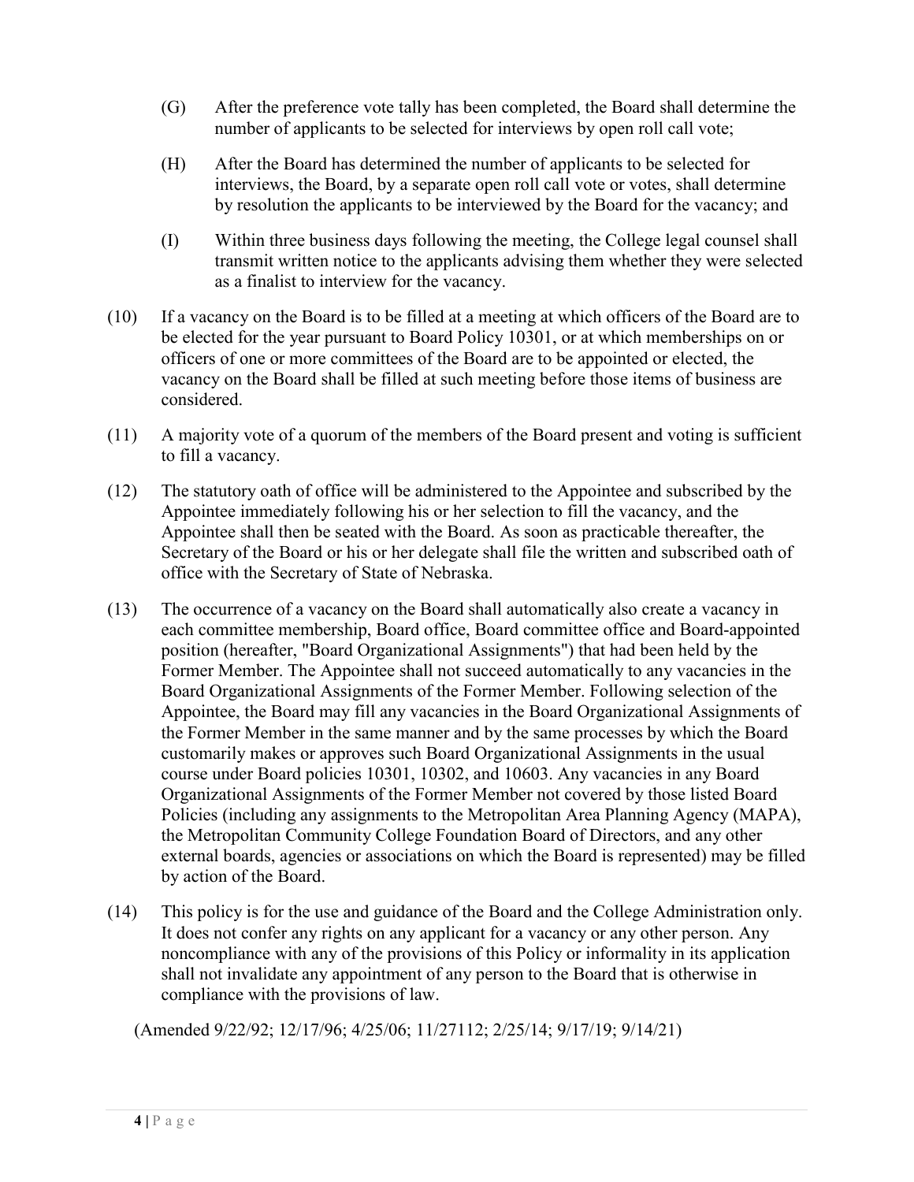(G) After the preference vote tally has been completed, the Board shall determine the number of applicants to be selected for interviews by open roll call vote;

(H) After the Board has determined the number of applicants to be selected for interviews, the Board, by a separate open roll call vote or votes, shall determine by resolution the applicants to be interviewed by the Board for the vacancy; and

(I) Within three business days following the meeting, the College legal counsel shall transmit written notice to the applicants advising them whether they were selected as a finalist to interview for the vacancy.

(10) If a vacancy on the Board is to be filled at a meeting at which officers of the Board are to be elected for the year pursuant to Board Policy 10301, or at which memberships on or officers of one or more committees of the Board are to be appointed or elected, the vacancy on the Board shall be filled at such meeting before those items of business are considered.

(11) A majority vote of a quorum of the members of the Board present and voting is sufficient to fill a vacancy.

(12) The statutory oath of office will be administered to the Appointee and subscribed by the Appointee immediately following his or her selection to fill the vacancy, and the Appointee shall then be seated with the Board. As soon as practicable thereafter, the Secretary of the Board or his or her delegate shall file the written and subscribed oath of office with the Secretary of State of Nebraska.

(13) The occurrence of a vacancy on the Board shall automatically also create a vacancy in each committee membership, Board office, Board committee office and Board-appointed position (hereafter, "Board Organizational Assignments") that had been held by the Former Member. The Appointee shall not succeed automatically to any vacancies in the Board Organizational Assignments of the Former Member. Following selection of the Appointee, the Board may fill any vacancies in the Board Organizational Assignments of the Former Member in the same manner and by the same processes by which the Board customarily makes or approves such Board Organizational Assignments in the usual course under Board policies 10301, 10302, and 10603. Any vacancies in any Board Organizational Assignments of the Former Member not covered by those listed Board Policies (including any assignments to the Metropolitan Area Planning Agency (MAPA), the Metropolitan Community College Foundation Board of Directors, and any other external boards, agencies or associations on which the Board is represented) may be filled by action of the Board.

(14) This policy is for the use and guidance of the Board and the College Administration only. It does not confer any rights on any applicant for a vacancy or any other person. Any noncompliance with any of the provisions of this Policy or informality in its application shall not invalidate any appointment of any person to the Board that is otherwise in compliance with the provisions of law.

(Amended 9/22/92; 12/17/96; 4/25/06; 11/27112; 2/25/14; 9/17/19; 9/14/21)